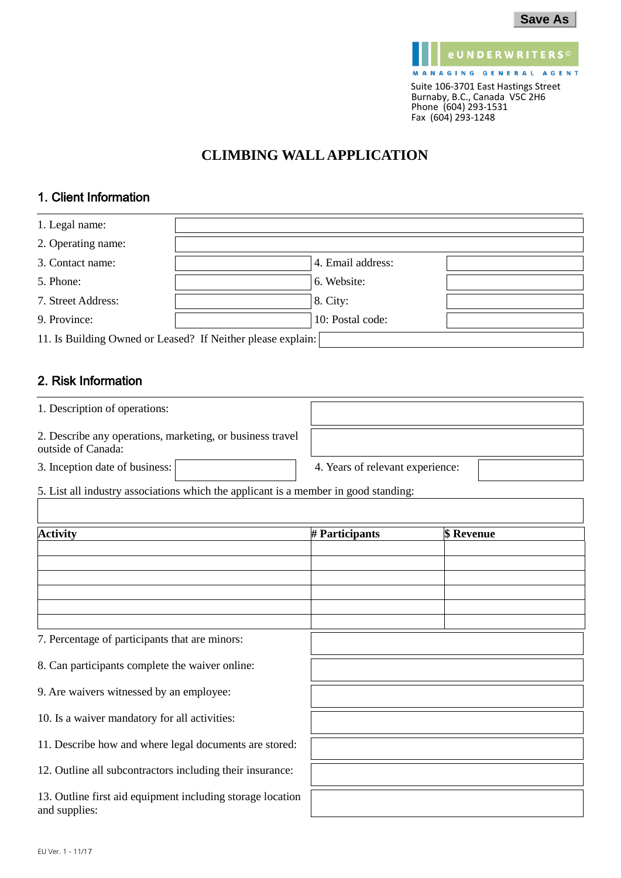Save As

eUNDERWRITERS©
MANAGING GENERAL AGENT

Suite 106-3701 East Hastings Street
Burnaby, B.C., Canada V5C 2H6
Phone (604) 293-1531
Fax (604) 293-1248

# CLIMBING WALL APPLICATION

## 1. Client Information

1. Legal name:

2. Operating name:

3. Contact name:

4. Email address:

5. Phone:

6. Website:

7. Street Address:

8. City:

9. Province:

10: Postal code:

11. Is Building Owned or Leased? If Neither please explain:

## 2. Risk Information

1. Description of operations:

2. Describe any operations, marketing, or business travel outside of Canada:

3. Inception date of business:

4. Years of relevant experience:

5. List all industry associations which the applicant is a member in good standing:

| Activity | # Participants | $ Revenue |
|---|---|---|
| | | |
| | | |
| | | |
| | | |
| | | |
| | | |

7. Percentage of participants that are minors:

8. Can participants complete the waiver online:

9. Are waivers witnessed by an employee:

10. Is a waiver mandatory for all activities:

11. Describe how and where legal documents are stored:

12. Outline all subcontractors including their insurance:

13. Outline first aid equipment including storage location and supplies:

EU Ver. 1 - 11/17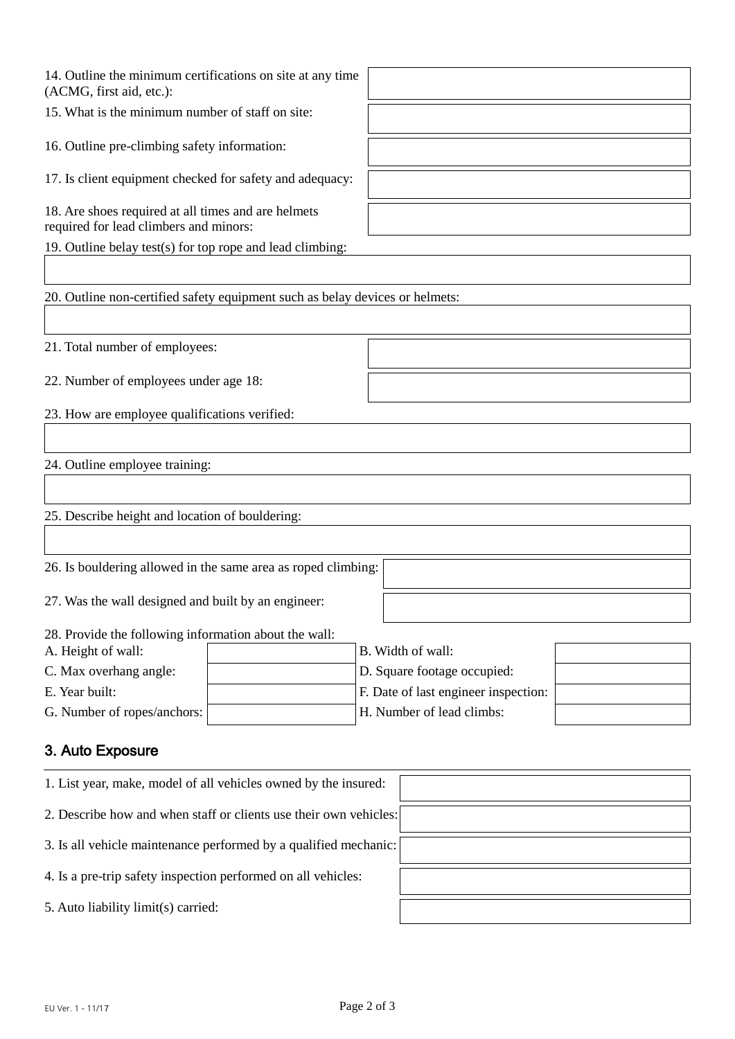14. Outline the minimum certifications on site at any time (ACMG, first aid, etc.):

15. What is the minimum number of staff on site:

16. Outline pre-climbing safety information:

17. Is client equipment checked for safety and adequacy:

18. Are shoes required at all times and are helmets required for lead climbers and minors:

19. Outline belay test(s) for top rope and lead climbing:

20. Outline non-certified safety equipment such as belay devices or helmets:

21. Total number of employees:

22. Number of employees under age 18:

23. How are employee qualifications verified:

24. Outline employee training:

25. Describe height and location of bouldering:

26. Is bouldering allowed in the same area as roped climbing:

27. Was the wall designed and built by an engineer:

28. Provide the following information about the wall:

| | | | |
|---|---|---|---|
| A. Height of wall: | | B. Width of wall: | |
| C. Max overhang angle: | | D. Square footage occupied: | |
| E. Year built: | | F. Date of last engineer inspection: | |
| G. Number of ropes/anchors: | | H. Number of lead climbs: | |

## 3. Auto Exposure

1. List year, make, model of all vehicles owned by the insured:

2. Describe how and when staff or clients use their own vehicles:

3. Is all vehicle maintenance performed by a qualified mechanic:

4. Is a pre-trip safety inspection performed on all vehicles:

5. Auto liability limit(s) carried:

EU Ver. 1 - 11/17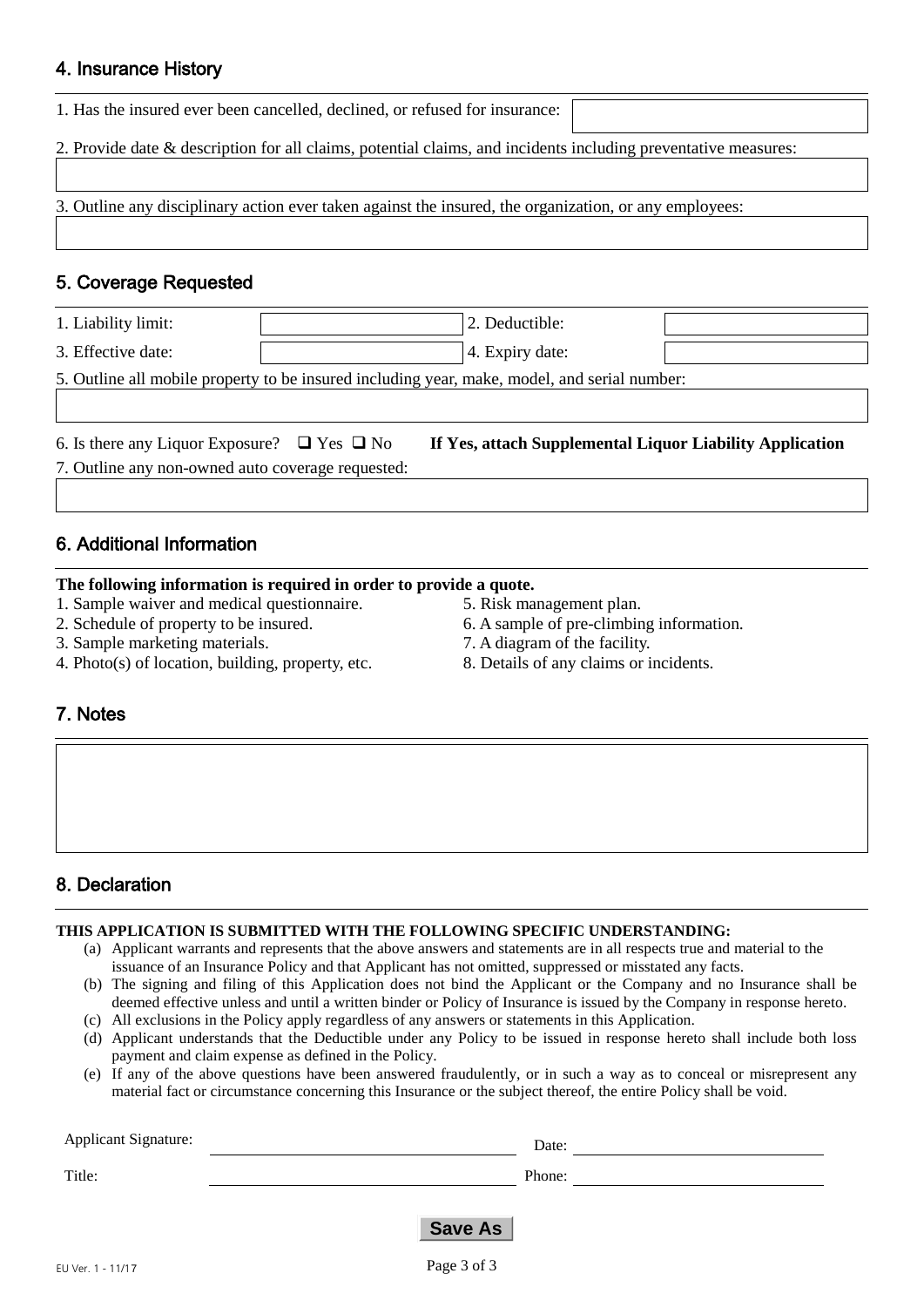## 4. Insurance History

1. Has the insured ever been cancelled, declined, or refused for insurance:

2. Provide date & description for all claims, potential claims, and incidents including preventative measures:

3. Outline any disciplinary action ever taken against the insured, the organization, or any employees:

## 5. Coverage Requested

| | | | |
|---|---|---|---|
| 1. Liability limit: | | 2. Deductible: | |
| 3. Effective date: | | 4. Expiry date: | |

5. Outline all mobile property to be insured including year, make, model, and serial number:

6. Is there any Liquor Exposure? ❑ Yes ❑ No **If Yes, attach Supplemental Liquor Liability Application**

7. Outline any non-owned auto coverage requested:

## 6. Additional Information

**The following information is required in order to provide a quote.**

1. Sample waiver and medical questionnaire.
2. Schedule of property to be insured.
3. Sample marketing materials.
4. Photo(s) of location, building, property, etc.
5. Risk management plan.
6. A sample of pre-climbing information.
7. A diagram of the facility.
8. Details of any claims or incidents.

## 7. Notes

## 8. Declaration

**THIS APPLICATION IS SUBMITTED WITH THE FOLLOWING SPECIFIC UNDERSTANDING:**

(a) Applicant warrants and represents that the above answers and statements are in all respects true and material to the issuance of an Insurance Policy and that Applicant has not omitted, suppressed or misstated any facts.

(b) The signing and filing of this Application does not bind the Applicant or the Company and no Insurance shall be deemed effective unless and until a written binder or Policy of Insurance is issued by the Company in response hereto.

(c) All exclusions in the Policy apply regardless of any answers or statements in this Application.

(d) Applicant understands that the Deductible under any Policy to be issued in response hereto shall include both loss payment and claim expense as defined in the Policy.

(e) If any of the above questions have been answered fraudulently, or in such a way as to conceal or misrepresent any material fact or circumstance concerning this Insurance or the subject thereof, the entire Policy shall be void.

Applicant Signature: ______________________ Date: ______________________

Title: ______________________ Phone: ______________________

Save As

EU Ver. 1 - 11/17